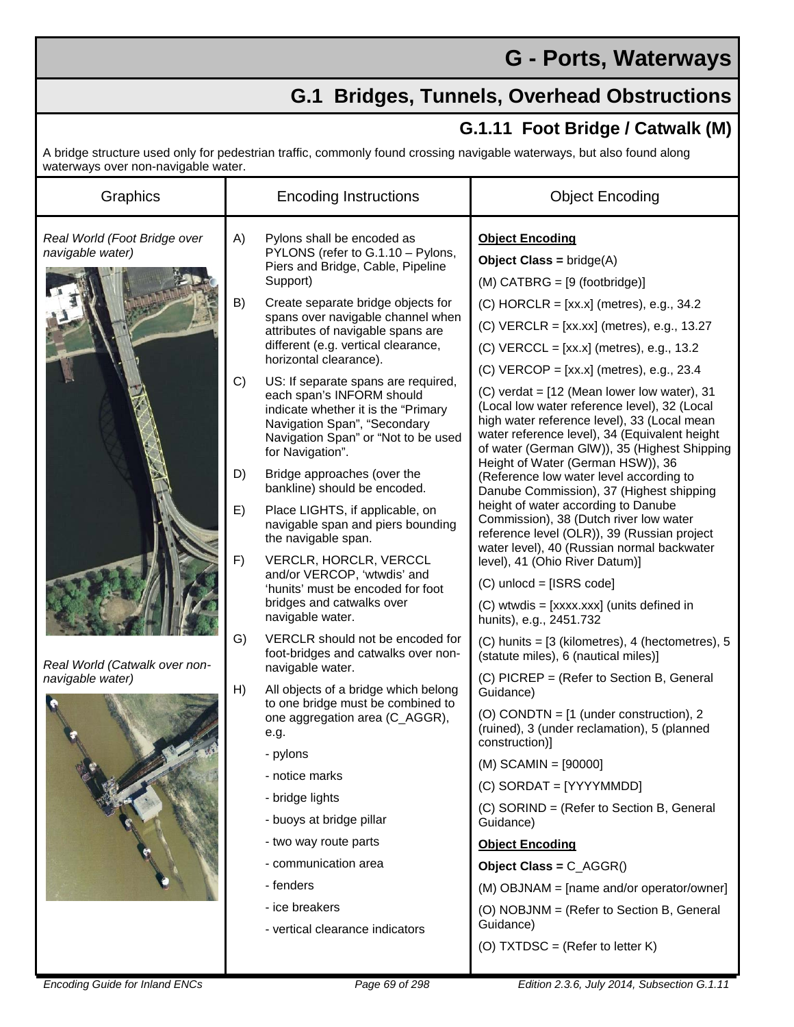# G - Ports, Waterways

## G.1 Bridges, Tunnels, Overhead Obstructions

### G.1.11 Foot Bridge / Catwalk (M)

A bridge structure used only for pedestrian traffic, commonly found crossing navigable waterways, but also found along waterways over non-navigable water.

| Graphics | Encoding Instructions | Object Encoding |
|---|---|---|
| *Real World (Foot Bridge over navigable water)*<br><br>*Real World (Catwalk over non-navigable water)* | A) Pylons shall be encoded as PYLONS (refer to G.1.10 – Pylons, Piers and Bridge, Cable, Pipeline Support)<br>B) Create separate bridge objects for spans over navigable channel when attributes of navigable spans are different (e.g. vertical clearance, horizontal clearance).<br>C) US: If separate spans are required, each span's INFORM should indicate whether it is the "Primary Navigation Span", "Secondary Navigation Span" or "Not to be used for Navigation".<br>D) Bridge approaches (over the bankline) should be encoded.<br>E) Place LIGHTS, if applicable, on navigable span and piers bounding the navigable span.<br>F) VERCLR, HORCLR, VERCCL and/or VERCOP, 'wtwdis' and 'hunits' must be encoded for foot bridges and catwalks over navigable water.<br>G) VERCLR should not be encoded for foot-bridges and catwalks over non-navigable water.<br>H) All objects of a bridge which belong to one bridge must be combined to one aggregation area (C_AGGR), e.g.<br>- pylons<br>- notice marks<br>- bridge lights<br>- buoys at bridge pillar<br>- two way route parts<br>- communication area<br>- fenders<br>- ice breakers<br>- vertical clearance indicators | **Object Encoding**<br>**Object Class =** bridge(A)<br>(M) CATBRG = [9 (footbridge)]<br>(C) HORCLR = [xx.x] (metres), e.g., 34.2<br>(C) VERCLR = [xx.xx] (metres), e.g., 13.27<br>(C) VERCCL = [xx.x] (metres), e.g., 13.2<br>(C) VERCOP = [xx.x] (metres), e.g., 23.4<br>(C) verdat = [12 (Mean lower low water), 31 (Local low water reference level), 32 (Local high water reference level), 33 (Local mean water reference level), 34 (Equivalent height of water (German GlW)), 35 (Highest Shipping Height of Water (German HSW)), 36 (Reference low water level according to Danube Commission), 37 (Highest shipping height of water according to Danube Commission), 38 (Dutch river low water reference level (OLR)), 39 (Russian project water level), 40 (Russian normal backwater level), 41 (Ohio River Datum)]<br>(C) unlocd = [ISRS code]<br>(C) wtwdis = [xxxx.xxx] (units defined in hunits), e.g., 2451.732<br>(C) hunits = [3 (kilometres), 4 (hectometres), 5 (statute miles), 6 (nautical miles)]<br>(C) PICREP = (Refer to Section B, General Guidance)<br>(O) CONDTN = [1 (under construction), 2 (ruined), 3 (under reclamation), 5 (planned construction)]<br>(M) SCAMIN = [90000]<br>(C) SORDAT = [YYYYMMDD]<br>(C) SORIND = (Refer to Section B, General Guidance)<br>**Object Encoding**<br>**Object Class =** C_AGGR()<br>(M) OBJNAM = [name and/or operator/owner]<br>(O) NOBJNM = (Refer to Section B, General Guidance)<br>(O) TXTDSC = (Refer to letter K) |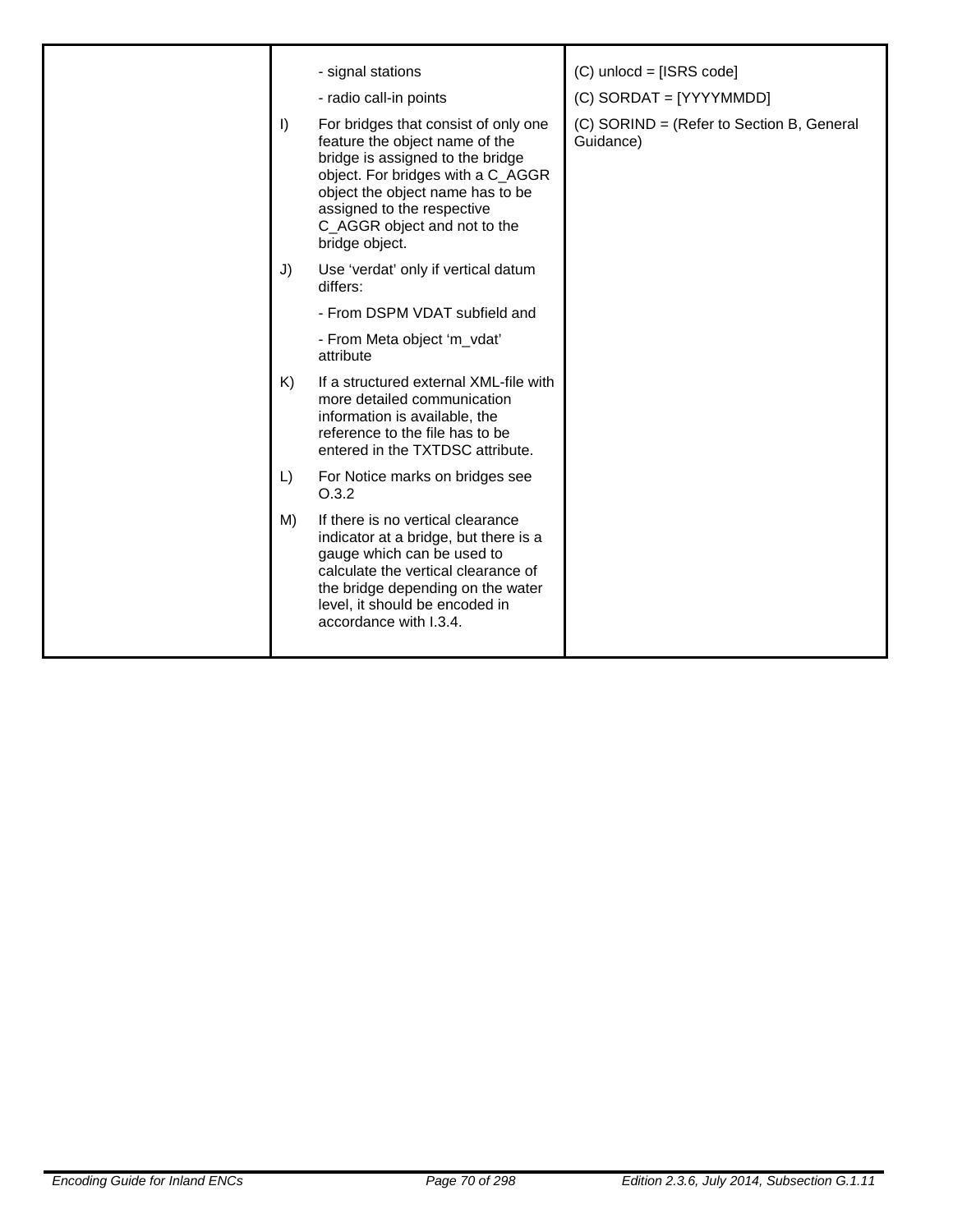| | | |
|---|---|---|
| | - signal stations<br><br>- radio call-in points<br><br>I) For bridges that consist of only one feature the object name of the bridge is assigned to the bridge object. For bridges with a C_AGGR object the object name has to be assigned to the respective C_AGGR object and not to the bridge object.<br><br>J) Use 'verdat' only if vertical datum differs:<br><br>- From DSPM VDAT subfield and<br><br>- From Meta object 'm_vdat' attribute<br><br>K) If a structured external XML-file with more detailed communication information is available, the reference to the file has to be entered in the TXTDSC attribute.<br><br>L) For Notice marks on bridges see O.3.2<br><br>M) If there is no vertical clearance indicator at a bridge, but there is a gauge which can be used to calculate the vertical clearance of the bridge depending on the water level, it should be encoded in accordance with I.3.4. | (C) unlocd = [ISRS code]<br><br>(C) SORDAT = [YYYYMMDD]<br><br>(C) SORIND = (Refer to Section B, General Guidance) |